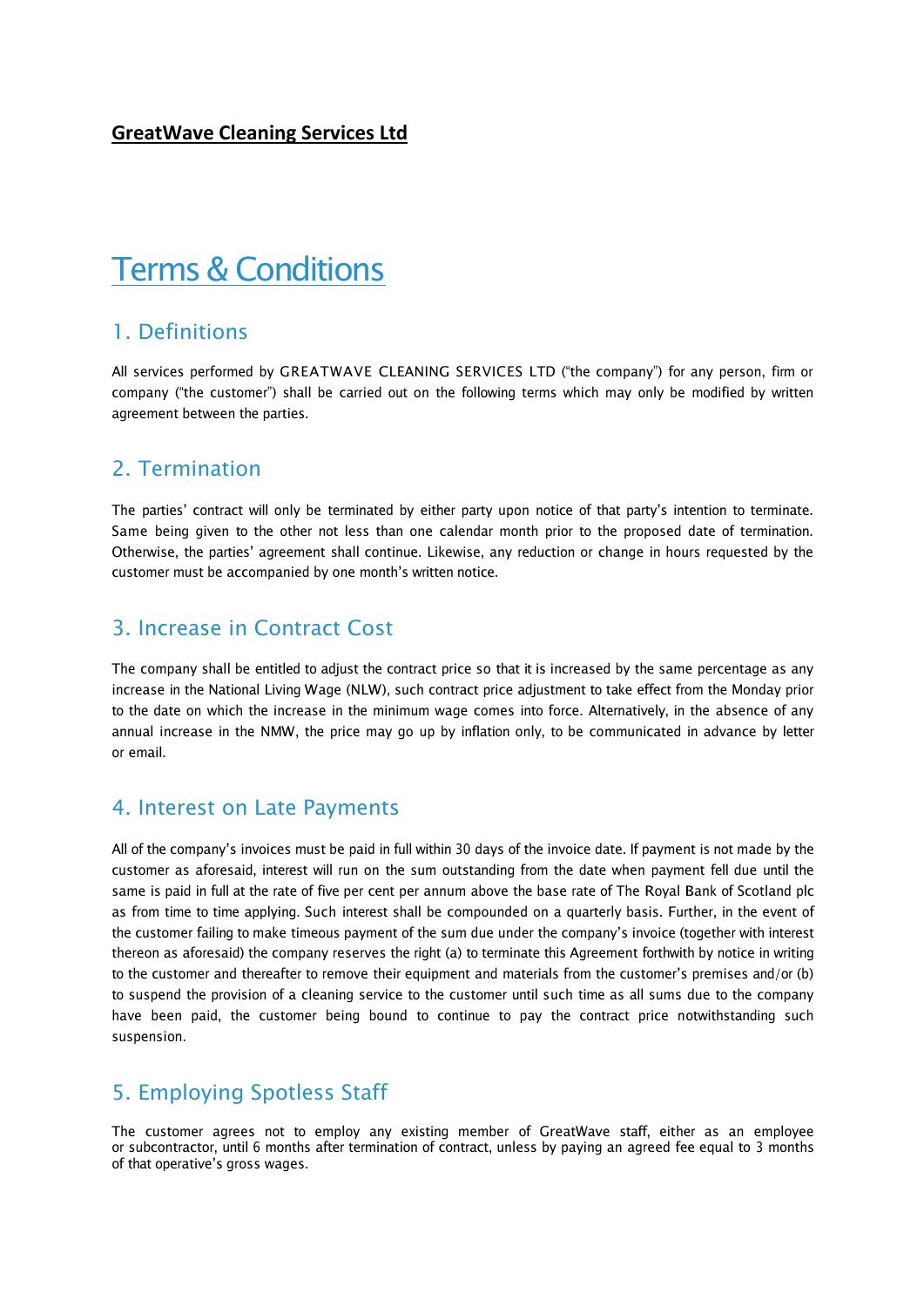**GreatWave Cleaning Services Ltd**

# Terms & Conditions

## 1. Definitions

All services performed by GREATWAVE CLEANING SERVICES LTD ("the company") for any person, firm or company ("the customer") shall be carried out on the following terms which may only be modified by written agreement between the parties.

## 2. Termination

The parties' contract will only be terminated by either party upon notice of that party's intention to terminate. Same being given to the other not less than one calendar month prior to the proposed date of termination. Otherwise, the parties' agreement shall continue. Likewise, any reduction or change in hours requested by the customer must be accompanied by one month's written notice.

## 3. Increase in Contract Cost

The company shall be entitled to adjust the contract price so that it is increased by the same percentage as any increase in the National Living Wage (NLW), such contract price adjustment to take effect from the Monday prior to the date on which the increase in the minimum wage comes into force. Alternatively, in the absence of any annual increase in the NMW, the price may go up by inflation only, to be communicated in advance by letter or email.

## 4. Interest on Late Payments

All of the company's invoices must be paid in full within 30 days of the invoice date. If payment is not made by the customer as aforesaid, interest will run on the sum outstanding from the date when payment fell due until the same is paid in full at the rate of five per cent per annum above the base rate of The Royal Bank of Scotland plc as from time to time applying. Such interest shall be compounded on a quarterly basis. Further, in the event of the customer failing to make timeous payment of the sum due under the company's invoice (together with interest thereon as aforesaid) the company reserves the right (a) to terminate this Agreement forthwith by notice in writing to the customer and thereafter to remove their equipment and materials from the customer's premises and/or (b) to suspend the provision of a cleaning service to the customer until such time as all sums due to the company have been paid, the customer being bound to continue to pay the contract price notwithstanding such suspension.

## 5. Employing Spotless Staff

The customer agrees not to employ any existing member of GreatWave staff, either as an employee or subcontractor, until 6 months after termination of contract, unless by paying an agreed fee equal to 3 months of that operative's gross wages.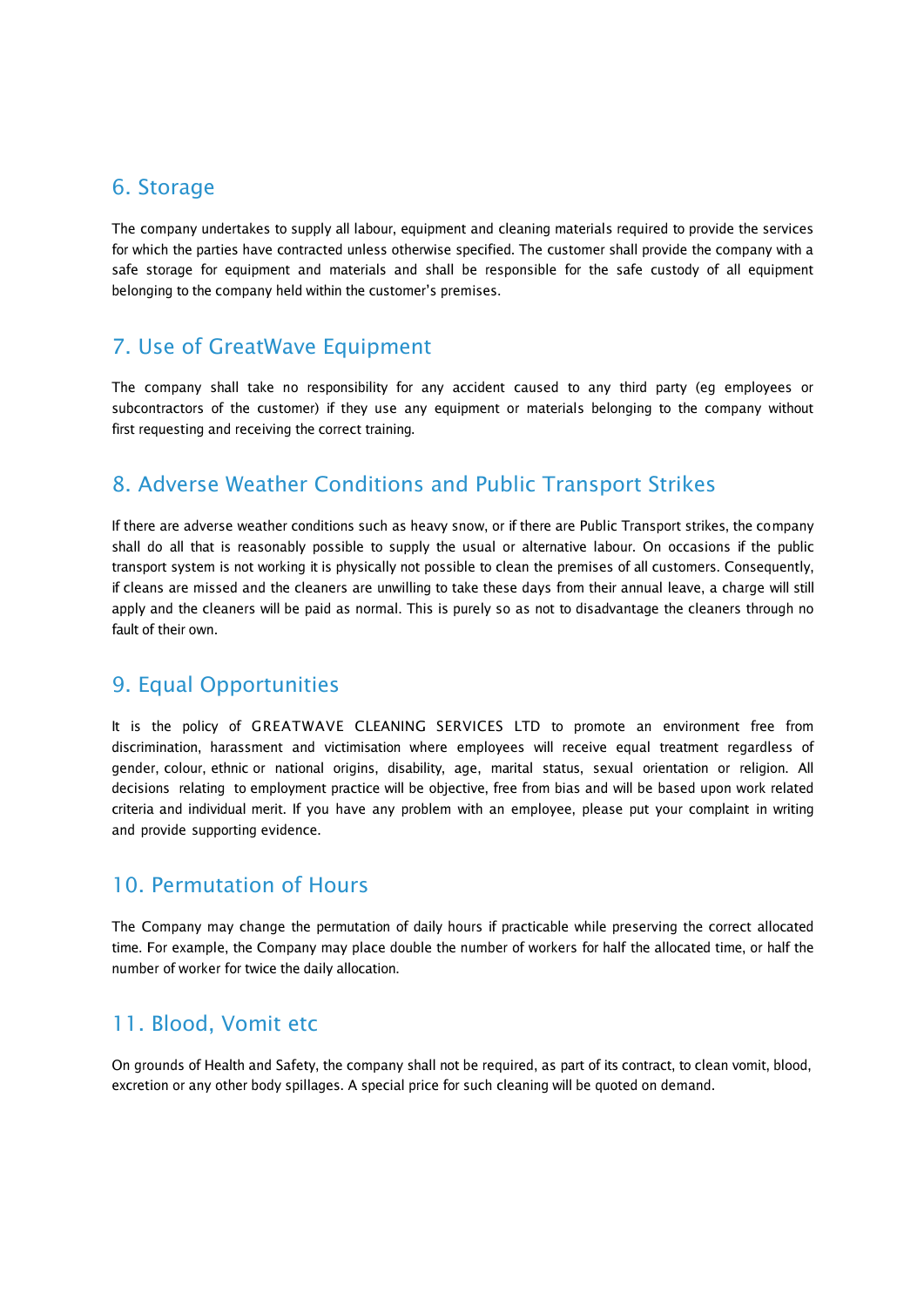## 6. Storage

The company undertakes to supply all labour, equipment and cleaning materials required to provide the services for which the parties have contracted unless otherwise specified. The customer shall provide the company with a safe storage for equipment and materials and shall be responsible for the safe custody of all equipment belonging to the company held within the customer's premises.

## 7. Use of GreatWave Equipment

The company shall take no responsibility for any accident caused to any third party (eg employees or subcontractors of the customer) if they use any equipment or materials belonging to the company without first requesting and receiving the correct training.

## 8. Adverse Weather Conditions and Public Transport Strikes

If there are adverse weather conditions such as heavy snow, or if there are Public Transport strikes, the company shall do all that is reasonably possible to supply the usual or alternative labour. On occasions if the public transport system is not working it is physically not possible to clean the premises of all customers. Consequently, if cleans are missed and the cleaners are unwilling to take these days from their annual leave, a charge will still apply and the cleaners will be paid as normal. This is purely so as not to disadvantage the cleaners through no fault of their own.

## 9. Equal Opportunities

It is the policy of GREATWAVE CLEANING SERVICES LTD to promote an environment free from discrimination, harassment and victimisation where employees will receive equal treatment regardless of gender, colour, ethnic or national origins, disability, age, marital status, sexual orientation or religion. All decisions relating to employment practice will be objective, free from bias and will be based upon work related criteria and individual merit. If you have any problem with an employee, please put your complaint in writing and provide supporting evidence.

## 10. Permutation of Hours

The Company may change the permutation of daily hours if practicable while preserving the correct allocated time. For example, the Company may place double the number of workers for half the allocated time, or half the number of worker for twice the daily allocation.

## 11. Blood, Vomit etc

On grounds of Health and Safety, the company shall not be required, as part of its contract, to clean vomit, blood, excretion or any other body spillages. A special price for such cleaning will be quoted on demand.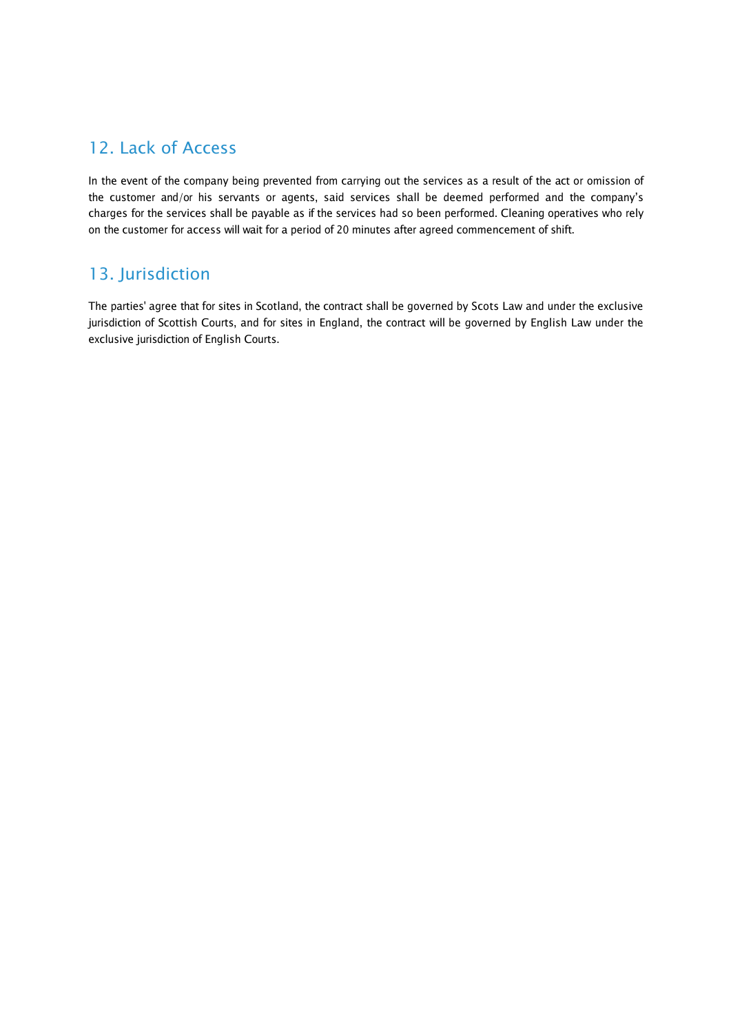## 12. Lack of Access

In the event of the company being prevented from carrying out the services as a result of the act or omission of the customer and/or his servants or agents, said services shall be deemed performed and the company's charges for the services shall be payable as if the services had so been performed. Cleaning operatives who rely on the customer for access will wait for a period of 20 minutes after agreed commencement of shift.

## 13. Jurisdiction

The parties' agree that for sites in Scotland, the contract shall be governed by Scots Law and under the exclusive jurisdiction of Scottish Courts, and for sites in England, the contract will be governed by English Law under the exclusive jurisdiction of English Courts.